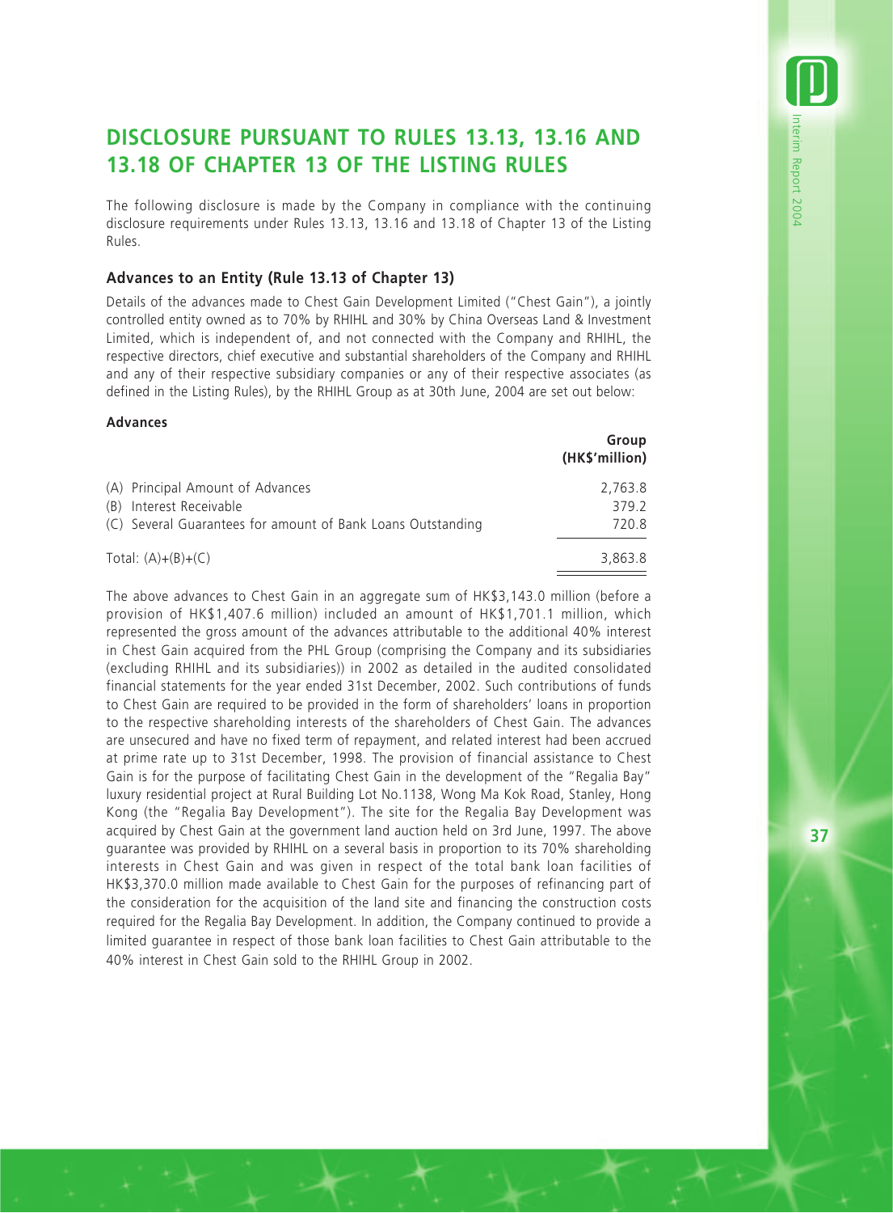# DISCLOSURE PURSUANT TO RULES 13.13, 13.16 AND 13.18 OF CHAPTER 13 OF THE LISTING RULES

The following disclosure is made by the Company in compliance with the continuing disclosure requirements under Rules 13.13, 13.16 and 13.18 of Chapter 13 of the Listing Rules.

### Advances to an Entity (Rule 13.13 of Chapter 13)

Details of the advances made to Chest Gain Development Limited ("Chest Gain"), a jointly controlled entity owned as to 70% by RHIHL and 30% by China Overseas Land & Investment Limited, which is independent of, and not connected with the Company and RHIHL, the respective directors, chief executive and substantial shareholders of the Company and RHIHL and any of their respective subsidiary companies or any of their respective associates (as defined in the Listing Rules), by the RHIHL Group as at 30th June, 2004 are set out below:

**Advances**

| | Group (HK$'million) |
|---|---|
| (A) Principal Amount of Advances | 2,763.8 |
| (B) Interest Receivable | 379.2 |
| (C) Several Guarantees for amount of Bank Loans Outstanding | 720.8 |
| Total: (A)+(B)+(C) | 3,863.8 |

The above advances to Chest Gain in an aggregate sum of HK$3,143.0 million (before a provision of HK$1,407.6 million) included an amount of HK$1,701.1 million, which represented the gross amount of the advances attributable to the additional 40% interest in Chest Gain acquired from the PHL Group (comprising the Company and its subsidiaries (excluding RHIHL and its subsidiaries)) in 2002 as detailed in the audited consolidated financial statements for the year ended 31st December, 2002. Such contributions of funds to Chest Gain are required to be provided in the form of shareholders' loans in proportion to the respective shareholding interests of the shareholders of Chest Gain. The advances are unsecured and have no fixed term of repayment, and related interest had been accrued at prime rate up to 31st December, 1998. The provision of financial assistance to Chest Gain is for the purpose of facilitating Chest Gain in the development of the "Regalia Bay" luxury residential project at Rural Building Lot No.1138, Wong Ma Kok Road, Stanley, Hong Kong (the "Regalia Bay Development"). The site for the Regalia Bay Development was acquired by Chest Gain at the government land auction held on 3rd June, 1997. The above guarantee was provided by RHIHL on a several basis in proportion to its 70% shareholding interests in Chest Gain and was given in respect of the total bank loan facilities of HK$3,370.0 million made available to Chest Gain for the purposes of refinancing part of the consideration for the acquisition of the land site and financing the construction costs required for the Regalia Bay Development. In addition, the Company continued to provide a limited guarantee in respect of those bank loan facilities to Chest Gain attributable to the 40% interest in Chest Gain sold to the RHIHL Group in 2002.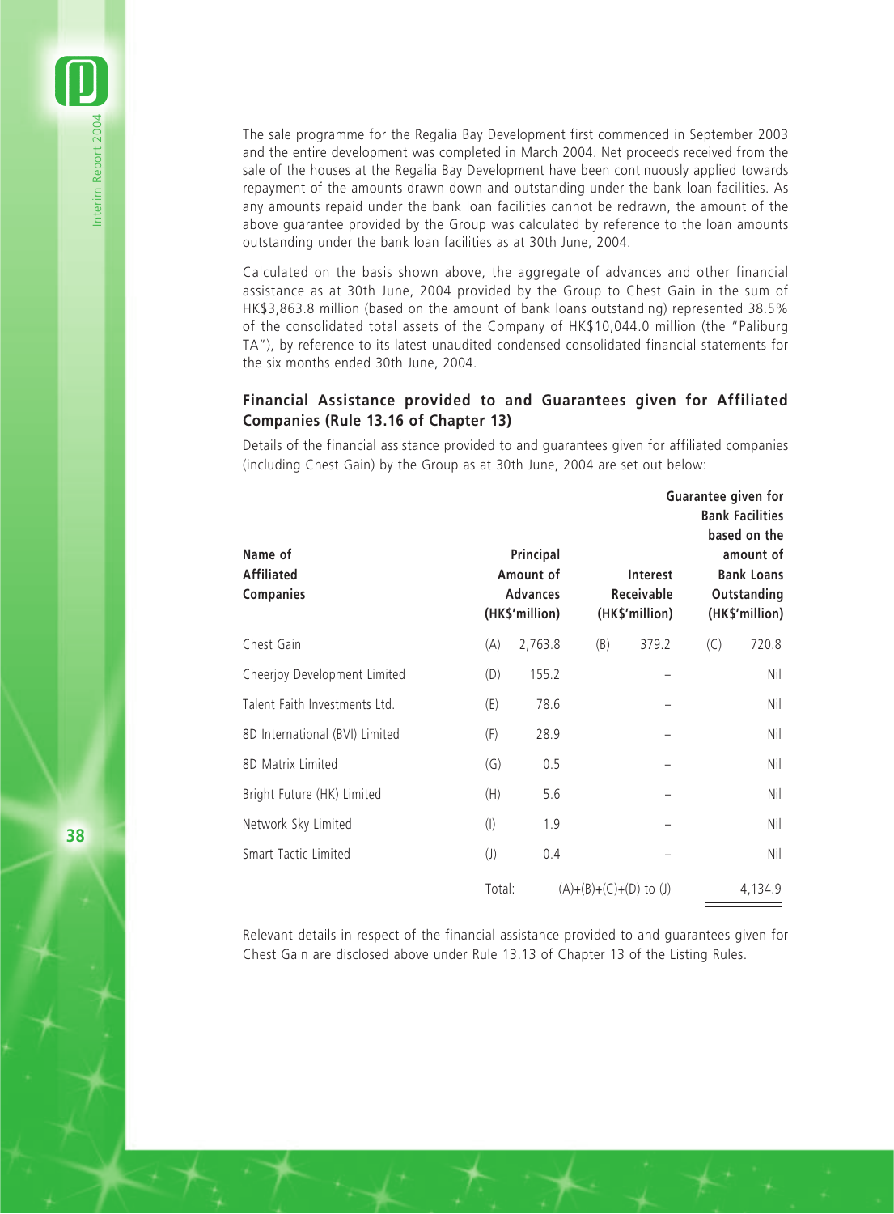The sale programme for the Regalia Bay Development first commenced in September 2003 and the entire development was completed in March 2004. Net proceeds received from the sale of the houses at the Regalia Bay Development have been continuously applied towards repayment of the amounts drawn down and outstanding under the bank loan facilities. As any amounts repaid under the bank loan facilities cannot be redrawn, the amount of the above guarantee provided by the Group was calculated by reference to the loan amounts outstanding under the bank loan facilities as at 30th June, 2004.

Calculated on the basis shown above, the aggregate of advances and other financial assistance as at 30th June, 2004 provided by the Group to Chest Gain in the sum of HK$3,863.8 million (based on the amount of bank loans outstanding) represented 38.5% of the consolidated total assets of the Company of HK$10,044.0 million (the "Paliburg TA"), by reference to its latest unaudited condensed consolidated financial statements for the six months ended 30th June, 2004.

### Financial Assistance provided to and Guarantees given for Affiliated Companies (Rule 13.16 of Chapter 13)

Details of the financial assistance provided to and guarantees given for affiliated companies (including Chest Gain) by the Group as at 30th June, 2004 are set out below:

| Name of Affiliated Companies | | Principal Amount of Advances (HK$'million) | | Interest Receivable (HK$'million) | | Guarantee given for Bank Facilities based on the amount of Bank Loans Outstanding (HK$'million) |
|---|---|---|---|---|---|---|
| Chest Gain | (A) | 2,763.8 | (B) | 379.2 | (C) | 720.8 |
| Cheerjoy Development Limited | (D) | 155.2 | | – | | Nil |
| Talent Faith Investments Ltd. | (E) | 78.6 | | – | | Nil |
| 8D International (BVI) Limited | (F) | 28.9 | | – | | Nil |
| 8D Matrix Limited | (G) | 0.5 | | – | | Nil |
| Bright Future (HK) Limited | (H) | 5.6 | | – | | Nil |
| Network Sky Limited | (I) | 1.9 | | – | | Nil |
| Smart Tactic Limited | (J) | 0.4 | | – | | Nil |
| | Total: | | (A)+(B)+(C)+(D) to (J) | | | 4,134.9 |

Relevant details in respect of the financial assistance provided to and guarantees given for Chest Gain are disclosed above under Rule 13.13 of Chapter 13 of the Listing Rules.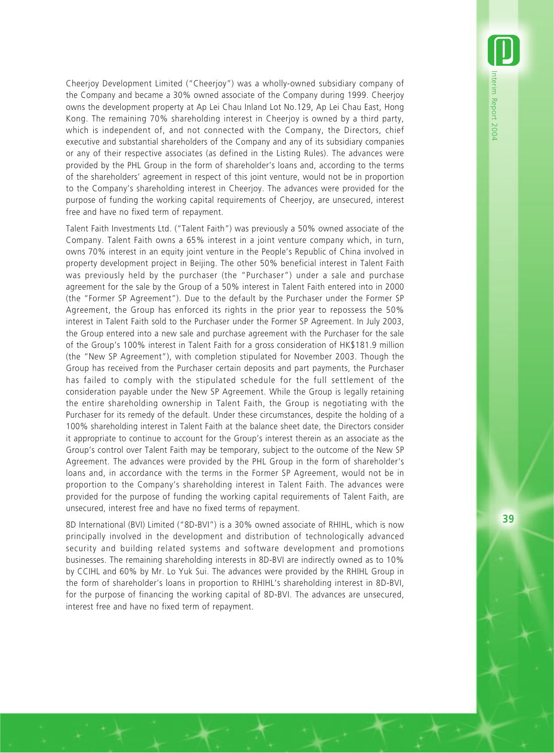Cheerjoy Development Limited ("Cheerjoy") was a wholly-owned subsidiary company of the Company and became a 30% owned associate of the Company during 1999. Cheerjoy owns the development property at Ap Lei Chau Inland Lot No.129, Ap Lei Chau East, Hong Kong. The remaining 70% shareholding interest in Cheerjoy is owned by a third party, which is independent of, and not connected with the Company, the Directors, chief executive and substantial shareholders of the Company and any of its subsidiary companies or any of their respective associates (as defined in the Listing Rules). The advances were provided by the PHL Group in the form of shareholder's loans and, according to the terms of the shareholders' agreement in respect of this joint venture, would not be in proportion to the Company's shareholding interest in Cheerjoy. The advances were provided for the purpose of funding the working capital requirements of Cheerjoy, are unsecured, interest free and have no fixed term of repayment.

Talent Faith Investments Ltd. ("Talent Faith") was previously a 50% owned associate of the Company. Talent Faith owns a 65% interest in a joint venture company which, in turn, owns 70% interest in an equity joint venture in the People's Republic of China involved in property development project in Beijing. The other 50% beneficial interest in Talent Faith was previously held by the purchaser (the "Purchaser") under a sale and purchase agreement for the sale by the Group of a 50% interest in Talent Faith entered into in 2000 (the "Former SP Agreement"). Due to the default by the Purchaser under the Former SP Agreement, the Group has enforced its rights in the prior year to repossess the 50% interest in Talent Faith sold to the Purchaser under the Former SP Agreement. In July 2003, the Group entered into a new sale and purchase agreement with the Purchaser for the sale of the Group's 100% interest in Talent Faith for a gross consideration of HK$181.9 million (the "New SP Agreement"), with completion stipulated for November 2003. Though the Group has received from the Purchaser certain deposits and part payments, the Purchaser has failed to comply with the stipulated schedule for the full settlement of the consideration payable under the New SP Agreement. While the Group is legally retaining the entire shareholding ownership in Talent Faith, the Group is negotiating with the Purchaser for its remedy of the default. Under these circumstances, despite the holding of a 100% shareholding interest in Talent Faith at the balance sheet date, the Directors consider it appropriate to continue to account for the Group's interest therein as an associate as the Group's control over Talent Faith may be temporary, subject to the outcome of the New SP Agreement. The advances were provided by the PHL Group in the form of shareholder's loans and, in accordance with the terms in the Former SP Agreement, would not be in proportion to the Company's shareholding interest in Talent Faith. The advances were provided for the purpose of funding the working capital requirements of Talent Faith, are unsecured, interest free and have no fixed terms of repayment.

8D International (BVI) Limited ("8D-BVI") is a 30% owned associate of RHIHL, which is now principally involved in the development and distribution of technologically advanced security and building related systems and software development and promotions businesses. The remaining shareholding interests in 8D-BVI are indirectly owned as to 10% by CCIHL and 60% by Mr. Lo Yuk Sui. The advances were provided by the RHIHL Group in the form of shareholder's loans in proportion to RHIHL's shareholding interest in 8D-BVI, for the purpose of financing the working capital of 8D-BVI. The advances are unsecured, interest free and have no fixed term of repayment.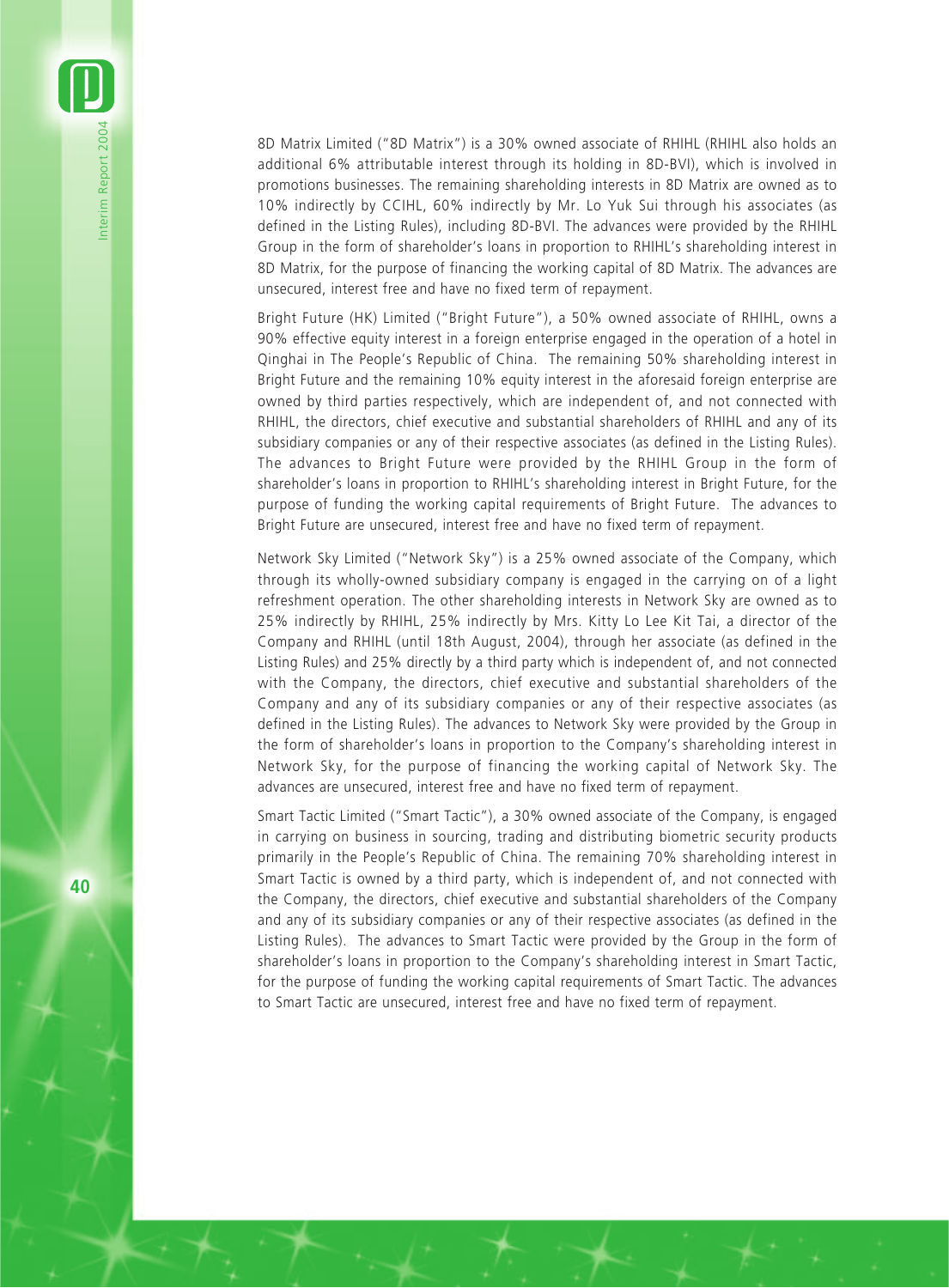8D Matrix Limited ("8D Matrix") is a 30% owned associate of RHIHL (RHIHL also holds an additional 6% attributable interest through its holding in 8D-BVI), which is involved in promotions businesses. The remaining shareholding interests in 8D Matrix are owned as to 10% indirectly by CCIHL, 60% indirectly by Mr. Lo Yuk Sui through his associates (as defined in the Listing Rules), including 8D-BVI. The advances were provided by the RHIHL Group in the form of shareholder's loans in proportion to RHIHL's shareholding interest in 8D Matrix, for the purpose of financing the working capital of 8D Matrix. The advances are unsecured, interest free and have no fixed term of repayment.

Bright Future (HK) Limited ("Bright Future"), a 50% owned associate of RHIHL, owns a 90% effective equity interest in a foreign enterprise engaged in the operation of a hotel in Qinghai in The People's Republic of China. The remaining 50% shareholding interest in Bright Future and the remaining 10% equity interest in the aforesaid foreign enterprise are owned by third parties respectively, which are independent of, and not connected with RHIHL, the directors, chief executive and substantial shareholders of RHIHL and any of its subsidiary companies or any of their respective associates (as defined in the Listing Rules). The advances to Bright Future were provided by the RHIHL Group in the form of shareholder's loans in proportion to RHIHL's shareholding interest in Bright Future, for the purpose of funding the working capital requirements of Bright Future. The advances to Bright Future are unsecured, interest free and have no fixed term of repayment.

Network Sky Limited ("Network Sky") is a 25% owned associate of the Company, which through its wholly-owned subsidiary company is engaged in the carrying on of a light refreshment operation. The other shareholding interests in Network Sky are owned as to 25% indirectly by RHIHL, 25% indirectly by Mrs. Kitty Lo Lee Kit Tai, a director of the Company and RHIHL (until 18th August, 2004), through her associate (as defined in the Listing Rules) and 25% directly by a third party which is independent of, and not connected with the Company, the directors, chief executive and substantial shareholders of the Company and any of its subsidiary companies or any of their respective associates (as defined in the Listing Rules). The advances to Network Sky were provided by the Group in the form of shareholder's loans in proportion to the Company's shareholding interest in Network Sky, for the purpose of financing the working capital of Network Sky. The advances are unsecured, interest free and have no fixed term of repayment.

Smart Tactic Limited ("Smart Tactic"), a 30% owned associate of the Company, is engaged in carrying on business in sourcing, trading and distributing biometric security products primarily in the People's Republic of China. The remaining 70% shareholding interest in Smart Tactic is owned by a third party, which is independent of, and not connected with the Company, the directors, chief executive and substantial shareholders of the Company and any of its subsidiary companies or any of their respective associates (as defined in the Listing Rules). The advances to Smart Tactic were provided by the Group in the form of shareholder's loans in proportion to the Company's shareholding interest in Smart Tactic, for the purpose of funding the working capital requirements of Smart Tactic. The advances to Smart Tactic are unsecured, interest free and have no fixed term of repayment.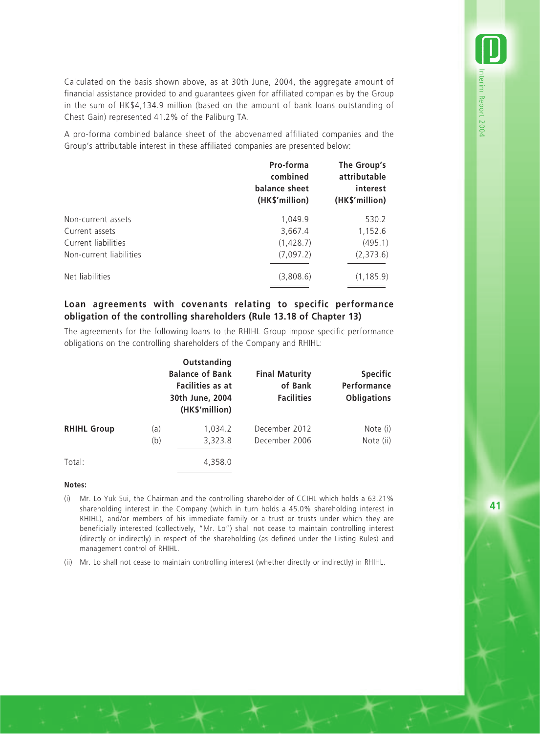Calculated on the basis shown above, as at 30th June, 2004, the aggregate amount of financial assistance provided to and guarantees given for affiliated companies by the Group in the sum of HK$4,134.9 million (based on the amount of bank loans outstanding of Chest Gain) represented 41.2% of the Paliburg TA.

A pro-forma combined balance sheet of the abovenamed affiliated companies and the Group's attributable interest in these affiliated companies are presented below:

| | Pro-forma combined balance sheet (HK$'million) | The Group's attributable interest (HK$'million) |
|---|---|---|
| Non-current assets | 1,049.9 | 530.2 |
| Current assets | 3,667.4 | 1,152.6 |
| Current liabilities | (1,428.7) | (495.1) |
| Non-current liabilities | (7,097.2) | (2,373.6) |
| Net liabilities | (3,808.6) | (1,185.9) |

### Loan agreements with covenants relating to specific performance obligation of the controlling shareholders (Rule 13.18 of Chapter 13)

The agreements for the following loans to the RHIHL Group impose specific performance obligations on the controlling shareholders of the Company and RHIHL:

| | | Outstanding Balance of Bank Facilities as at 30th June, 2004 (HK$'million) | Final Maturity of Bank Facilities | Specific Performance Obligations |
|---|---|---|---|---|
| **RHIHL Group** | (a) | 1,034.2 | December 2012 | Note (i) |
| | (b) | 3,323.8 | December 2006 | Note (ii) |
| Total: | | 4,358.0 | | |

**Notes:**

(i) Mr. Lo Yuk Sui, the Chairman and the controlling shareholder of CCIHL which holds a 63.21% shareholding interest in the Company (which in turn holds a 45.0% shareholding interest in RHIHL), and/or members of his immediate family or a trust or trusts under which they are beneficially interested (collectively, "Mr. Lo") shall not cease to maintain controlling interest (directly or indirectly) in respect of the shareholding (as defined under the Listing Rules) and management control of RHIHL.

(ii) Mr. Lo shall not cease to maintain controlling interest (whether directly or indirectly) in RHIHL.